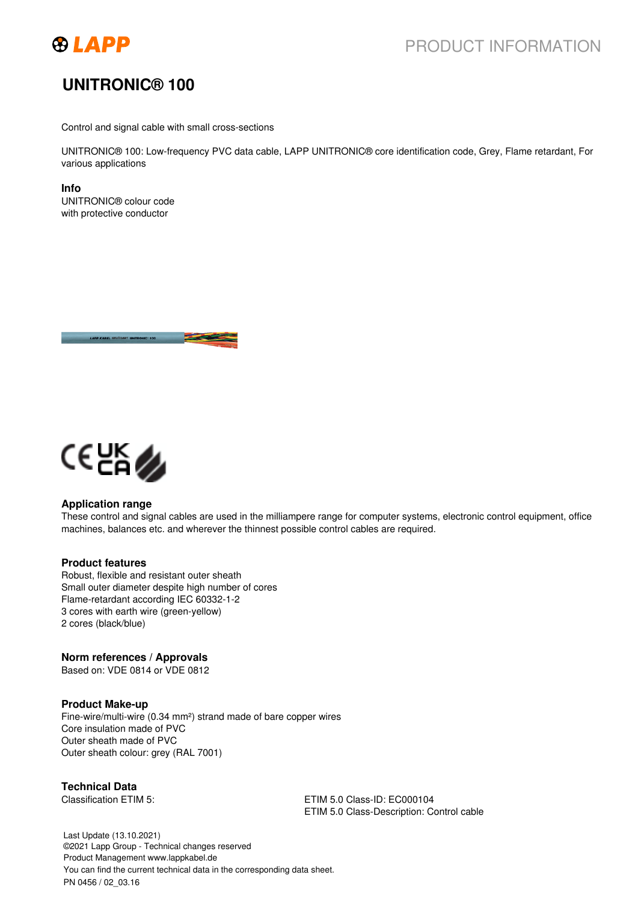# UNITRONIC® 100

Control and signal cable with small cross-sections

UNITRONIC® 100: Low-frequency PVC data cable, LAPP UNITRONIC® core identification code, Grey, Flame retardant, For various applications

**Info**
UNITRONIC® colour code
with protective conductor

## Application range

These control and signal cables are used in the milliampere range for computer systems, electronic control equipment, office machines, balances etc. and wherever the thinnest possible control cables are required.

## Product features

Robust, flexible and resistant outer sheath
Small outer diameter despite high number of cores
Flame-retardant according IEC 60332-1-2
3 cores with earth wire (green-yellow)
2 cores (black/blue)

## Norm references / Approvals

Based on: VDE 0814 or VDE 0812

## Product Make-up

Fine-wire/multi-wire (0.34 mm²) strand made of bare copper wires
Core insulation made of PVC
Outer sheath made of PVC
Outer sheath colour: grey (RAL 7001)

## Technical Data

| | |
|---|---|
| Classification ETIM 5: | ETIM 5.0 Class-ID: EC000104<br>ETIM 5.0 Class-Description: Control cable |

Last Update (13.10.2021)
©2021 Lapp Group - Technical changes reserved
Product Management www.lappkabel.de
You can find the current technical data in the corresponding data sheet.
PN 0456 / 02_03.16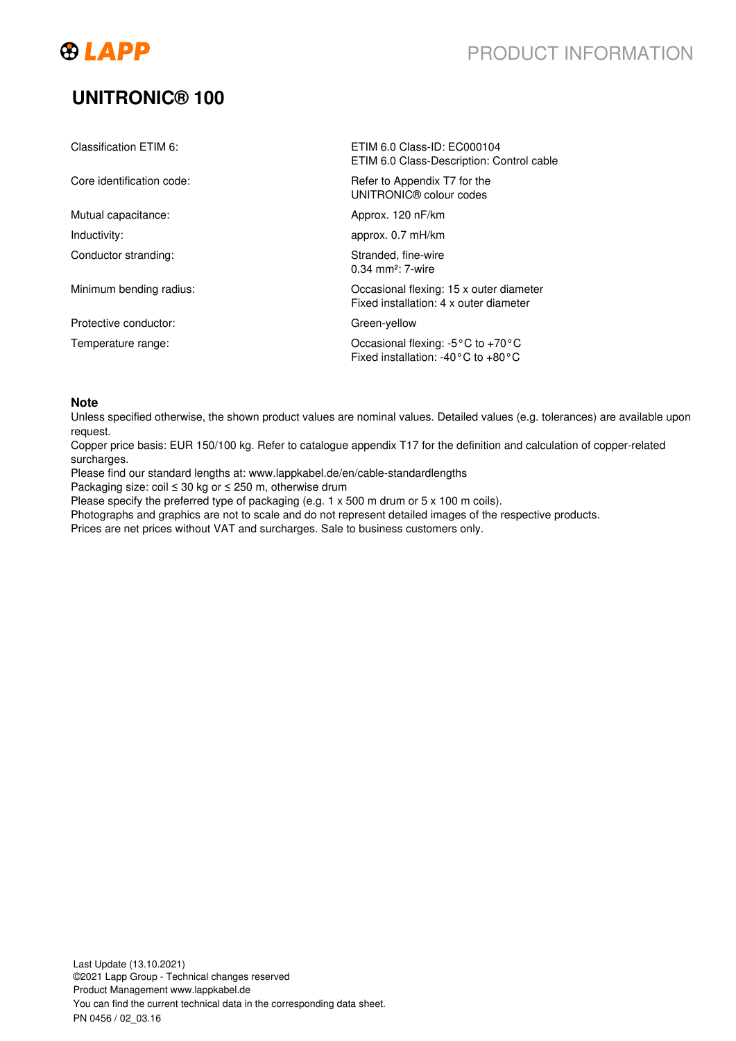# UNITRONIC® 100

| | |
|---|---|
| Classification ETIM 6: | ETIM 6.0 Class-ID: EC000104<br>ETIM 6.0 Class-Description: Control cable |
| Core identification code: | Refer to Appendix T7 for the UNITRONIC® colour codes |
| Mutual capacitance: | Approx. 120 nF/km |
| Inductivity: | approx. 0.7 mH/km |
| Conductor stranding: | Stranded, fine-wire<br>0.34 mm²: 7-wire |
| Minimum bending radius: | Occasional flexing: 15 x outer diameter<br>Fixed installation: 4 x outer diameter |
| Protective conductor: | Green-yellow |
| Temperature range: | Occasional flexing: -5°C to +70°C<br>Fixed installation: -40°C to +80°C |

**Note**

Unless specified otherwise, the shown product values are nominal values. Detailed values (e.g. tolerances) are available upon request.
Copper price basis: EUR 150/100 kg. Refer to catalogue appendix T17 for the definition and calculation of copper-related surcharges.
Please find our standard lengths at: www.lappkabel.de/en/cable-standardlengths
Packaging size: coil ≤ 30 kg or ≤ 250 m, otherwise drum
Please specify the preferred type of packaging (e.g. 1 x 500 m drum or 5 x 100 m coils).
Photographs and graphics are not to scale and do not represent detailed images of the respective products.
Prices are net prices without VAT and surcharges. Sale to business customers only.

Last Update (13.10.2021)
©2021 Lapp Group - Technical changes reserved
Product Management www.lappkabel.de
You can find the current technical data in the corresponding data sheet.
PN 0456 / 02_03.16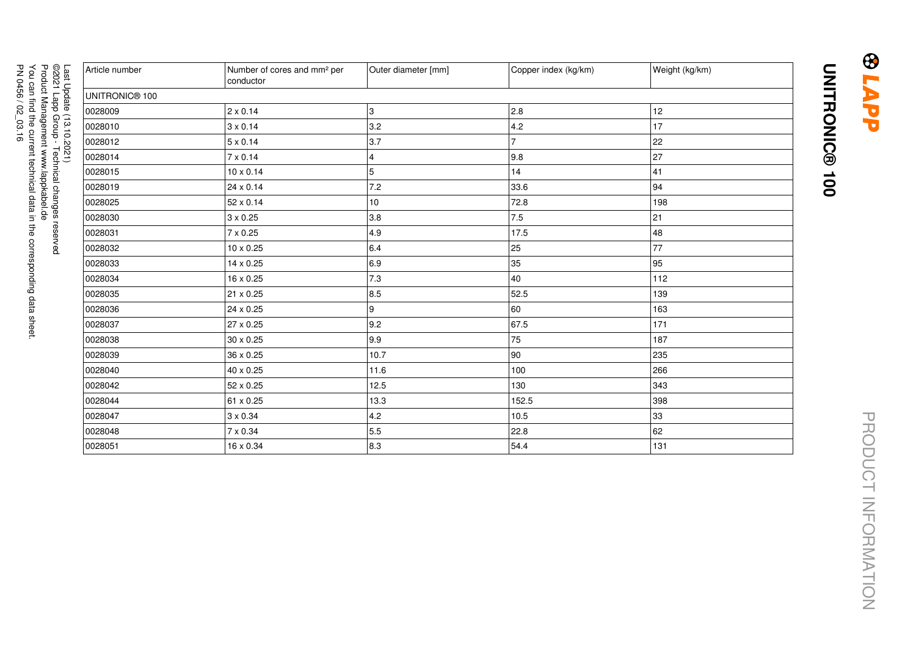# UNITRONIC® 100

PRODUCT INFORMATION

| Article number | Number of cores and mm² per conductor | Outer diameter [mm] | Copper index (kg/km) | Weight (kg/km) |
|---|---|---|---|---|
| UNITRONIC® 100 | | | | |
| 0028009 | 2 x 0.14 | 3 | 2.8 | 12 |
| 0028010 | 3 x 0.14 | 3.2 | 4.2 | 17 |
| 0028012 | 5 x 0.14 | 3.7 | 7 | 22 |
| 0028014 | 7 x 0.14 | 4 | 9.8 | 27 |
| 0028015 | 10 x 0.14 | 5 | 14 | 41 |
| 0028019 | 24 x 0.14 | 7.2 | 33.6 | 94 |
| 0028025 | 52 x 0.14 | 10 | 72.8 | 198 |
| 0028030 | 3 x 0.25 | 3.8 | 7.5 | 21 |
| 0028031 | 7 x 0.25 | 4.9 | 17.5 | 48 |
| 0028032 | 10 x 0.25 | 6.4 | 25 | 77 |
| 0028033 | 14 x 0.25 | 6.9 | 35 | 95 |
| 0028034 | 16 x 0.25 | 7.3 | 40 | 112 |
| 0028035 | 21 x 0.25 | 8.5 | 52.5 | 139 |
| 0028036 | 24 x 0.25 | 9 | 60 | 163 |
| 0028037 | 27 x 0.25 | 9.2 | 67.5 | 171 |
| 0028038 | 30 x 0.25 | 9.9 | 75 | 187 |
| 0028039 | 36 x 0.25 | 10.7 | 90 | 235 |
| 0028040 | 40 x 0.25 | 11.6 | 100 | 266 |
| 0028042 | 52 x 0.25 | 12.5 | 130 | 343 |
| 0028044 | 61 x 0.25 | 13.3 | 152.5 | 398 |
| 0028047 | 3 x 0.34 | 4.2 | 10.5 | 33 |
| 0028048 | 7 x 0.34 | 5.5 | 22.8 | 62 |
| 0028051 | 16 x 0.34 | 8.3 | 54.4 | 131 |

Last Update (13.10.2021)
©2021 Lapp Group - Technical changes reserved
Product Management www.lappkabel.de
You can find the current technical data in the corresponding data sheet.
PN 0456 / 02_03.16